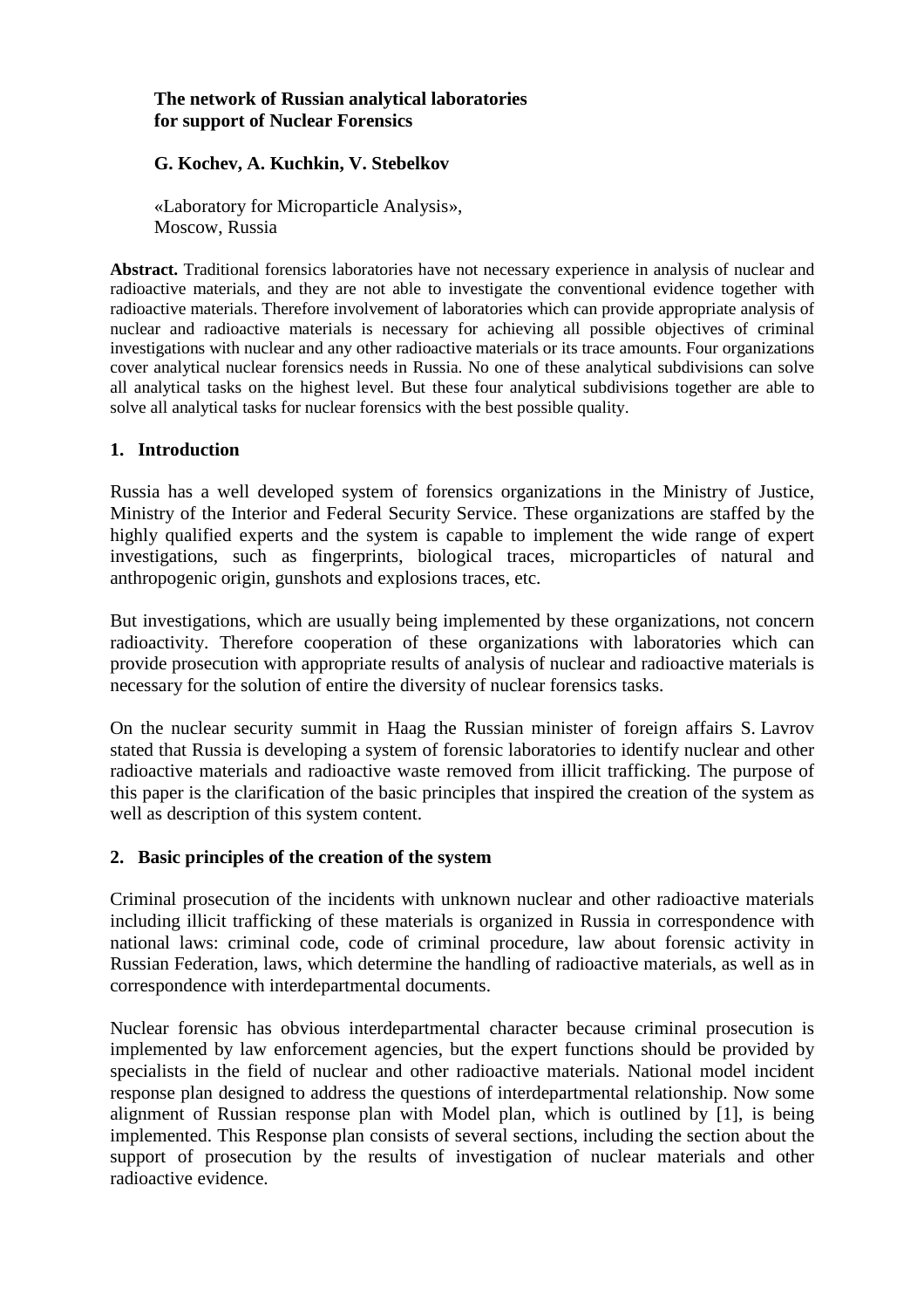# The network of Russian analytical laboratories for support of Nuclear Forensics

**G. Kochev, A. Kuchkin, V. Stebelkov**

«Laboratory for Microparticle Analysis»,
Moscow, Russia

**Abstract.** Traditional forensics laboratories have not necessary experience in analysis of nuclear and radioactive materials, and they are not able to investigate the conventional evidence together with radioactive materials. Therefore involvement of laboratories which can provide appropriate analysis of nuclear and radioactive materials is necessary for achieving all possible objectives of criminal investigations with nuclear and any other radioactive materials or its trace amounts. Four organizations cover analytical nuclear forensics needs in Russia. No one of these analytical subdivisions can solve all analytical tasks on the highest level. But these four analytical subdivisions together are able to solve all analytical tasks for nuclear forensics with the best possible quality.

## 1. Introduction

Russia has a well developed system of forensics organizations in the Ministry of Justice, Ministry of the Interior and Federal Security Service. These organizations are staffed by the highly qualified experts and the system is capable to implement the wide range of expert investigations, such as fingerprints, biological traces, microparticles of natural and anthropogenic origin, gunshots and explosions traces, etc.

But investigations, which are usually being implemented by these organizations, not concern radioactivity. Therefore cooperation of these organizations with laboratories which can provide prosecution with appropriate results of analysis of nuclear and radioactive materials is necessary for the solution of entire the diversity of nuclear forensics tasks.

On the nuclear security summit in Haag the Russian minister of foreign affairs S. Lavrov stated that Russia is developing a system of forensic laboratories to identify nuclear and other radioactive materials and radioactive waste removed from illicit trafficking. The purpose of this paper is the clarification of the basic principles that inspired the creation of the system as well as description of this system content.

## 2. Basic principles of the creation of the system

Criminal prosecution of the incidents with unknown nuclear and other radioactive materials including illicit trafficking of these materials is organized in Russia in correspondence with national laws: criminal code, code of criminal procedure, law about forensic activity in Russian Federation, laws, which determine the handling of radioactive materials, as well as in correspondence with interdepartmental documents.

Nuclear forensic has obvious interdepartmental character because criminal prosecution is implemented by law enforcement agencies, but the expert functions should be provided by specialists in the field of nuclear and other radioactive materials. National model incident response plan designed to address the questions of interdepartmental relationship. Now some alignment of Russian response plan with Model plan, which is outlined by [1], is being implemented. This Response plan consists of several sections, including the section about the support of prosecution by the results of investigation of nuclear materials and other radioactive evidence.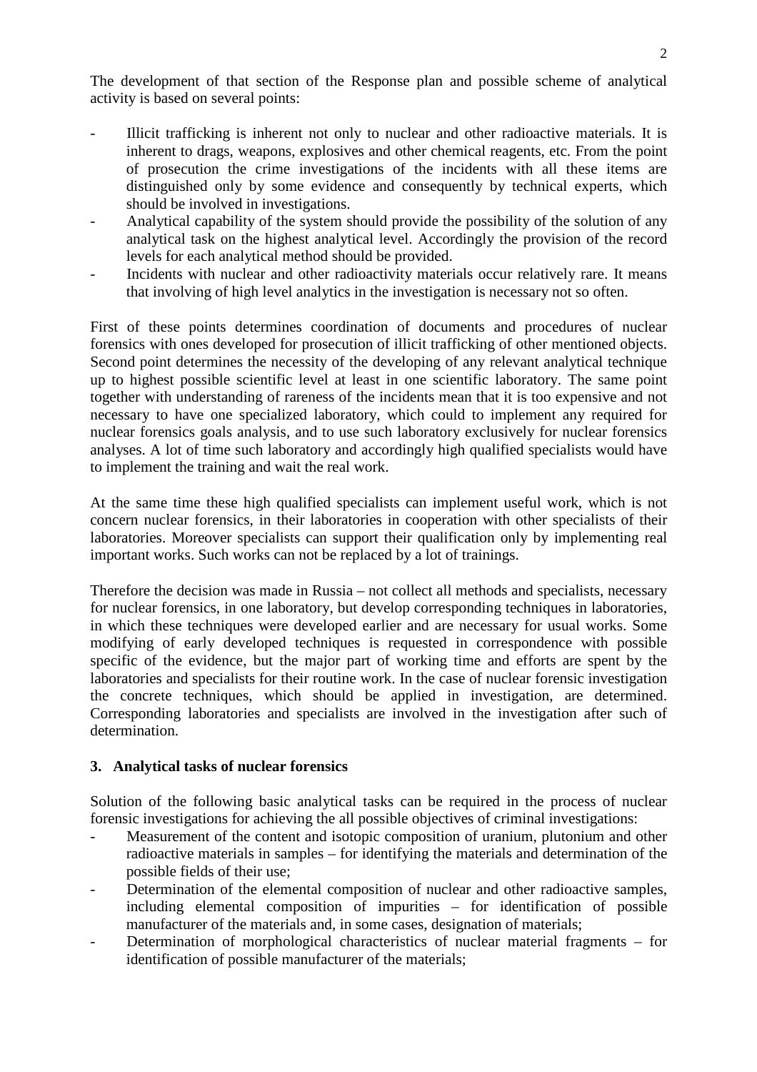The development of that section of the Response plan and possible scheme of analytical activity is based on several points:

- Illicit trafficking is inherent not only to nuclear and other radioactive materials. It is inherent to drags, weapons, explosives and other chemical reagents, etc. From the point of prosecution the crime investigations of the incidents with all these items are distinguished only by some evidence and consequently by technical experts, which should be involved in investigations.
- Analytical capability of the system should provide the possibility of the solution of any analytical task on the highest analytical level. Accordingly the provision of the record levels for each analytical method should be provided.
- Incidents with nuclear and other radioactivity materials occur relatively rare. It means that involving of high level analytics in the investigation is necessary not so often.

First of these points determines coordination of documents and procedures of nuclear forensics with ones developed for prosecution of illicit trafficking of other mentioned objects. Second point determines the necessity of the developing of any relevant analytical technique up to highest possible scientific level at least in one scientific laboratory. The same point together with understanding of rareness of the incidents mean that it is too expensive and not necessary to have one specialized laboratory, which could to implement any required for nuclear forensics goals analysis, and to use such laboratory exclusively for nuclear forensics analyses. A lot of time such laboratory and accordingly high qualified specialists would have to implement the training and wait the real work.

At the same time these high qualified specialists can implement useful work, which is not concern nuclear forensics, in their laboratories in cooperation with other specialists of their laboratories. Moreover specialists can support their qualification only by implementing real important works. Such works can not be replaced by a lot of trainings.

Therefore the decision was made in Russia – not collect all methods and specialists, necessary for nuclear forensics, in one laboratory, but develop corresponding techniques in laboratories, in which these techniques were developed earlier and are necessary for usual works. Some modifying of early developed techniques is requested in correspondence with possible specific of the evidence, but the major part of working time and efforts are spent by the laboratories and specialists for their routine work. In the case of nuclear forensic investigation the concrete techniques, which should be applied in investigation, are determined. Corresponding laboratories and specialists are involved in the investigation after such of determination.

## 3. Analytical tasks of nuclear forensics

Solution of the following basic analytical tasks can be required in the process of nuclear forensic investigations for achieving the all possible objectives of criminal investigations:

- Measurement of the content and isotopic composition of uranium, plutonium and other radioactive materials in samples – for identifying the materials and determination of the possible fields of their use;
- Determination of the elemental composition of nuclear and other radioactive samples, including elemental composition of impurities – for identification of possible manufacturer of the materials and, in some cases, designation of materials;
- Determination of morphological characteristics of nuclear material fragments – for identification of possible manufacturer of the materials;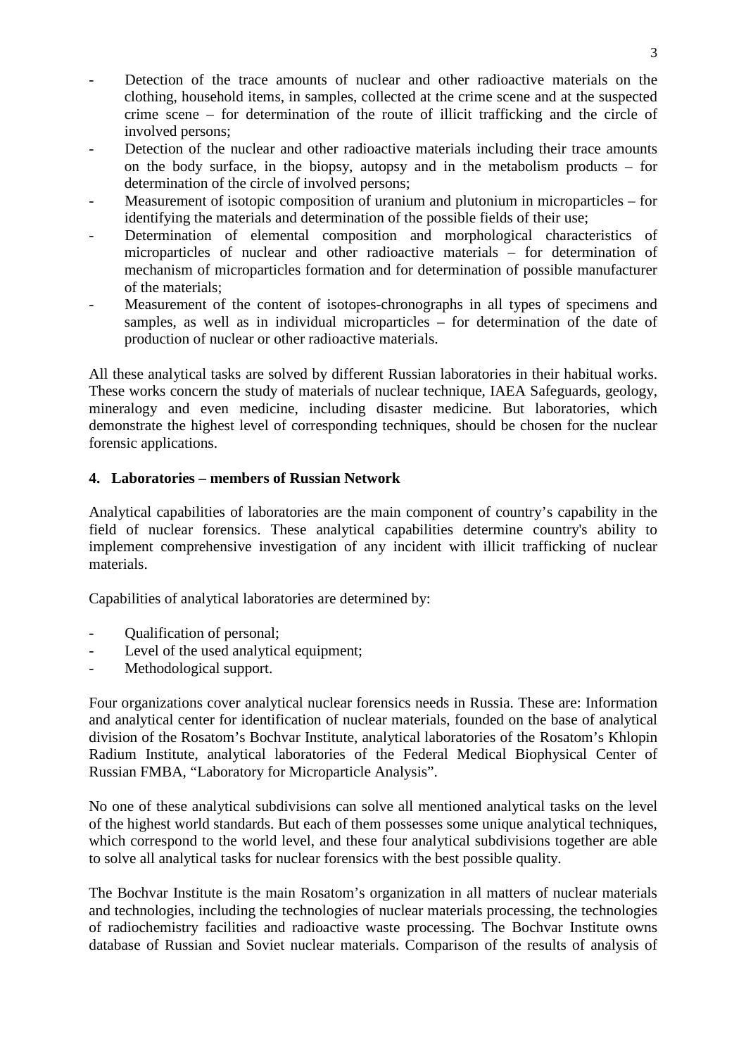- Detection of the trace amounts of nuclear and other radioactive materials on the clothing, household items, in samples, collected at the crime scene and at the suspected crime scene – for determination of the route of illicit trafficking and the circle of involved persons;
- Detection of the nuclear and other radioactive materials including their trace amounts on the body surface, in the biopsy, autopsy and in the metabolism products – for determination of the circle of involved persons;
- Measurement of isotopic composition of uranium and plutonium in microparticles – for identifying the materials and determination of the possible fields of their use;
- Determination of elemental composition and morphological characteristics of microparticles of nuclear and other radioactive materials – for determination of mechanism of microparticles formation and for determination of possible manufacturer of the materials;
- Measurement of the content of isotopes-chronographs in all types of specimens and samples, as well as in individual microparticles – for determination of the date of production of nuclear or other radioactive materials.

All these analytical tasks are solved by different Russian laboratories in their habitual works. These works concern the study of materials of nuclear technique, IAEA Safeguards, geology, mineralogy and even medicine, including disaster medicine. But laboratories, which demonstrate the highest level of corresponding techniques, should be chosen for the nuclear forensic applications.

## 4. Laboratories – members of Russian Network

Analytical capabilities of laboratories are the main component of country's capability in the field of nuclear forensics. These analytical capabilities determine country's ability to implement comprehensive investigation of any incident with illicit trafficking of nuclear materials.

Capabilities of analytical laboratories are determined by:

- Qualification of personal;
- Level of the used analytical equipment;
- Methodological support.

Four organizations cover analytical nuclear forensics needs in Russia. These are: Information and analytical center for identification of nuclear materials, founded on the base of analytical division of the Rosatom's Bochvar Institute, analytical laboratories of the Rosatom's Khlopin Radium Institute, analytical laboratories of the Federal Medical Biophysical Center of Russian FMBA, "Laboratory for Microparticle Analysis".

No one of these analytical subdivisions can solve all mentioned analytical tasks on the level of the highest world standards. But each of them possesses some unique analytical techniques, which correspond to the world level, and these four analytical subdivisions together are able to solve all analytical tasks for nuclear forensics with the best possible quality.

The Bochvar Institute is the main Rosatom's organization in all matters of nuclear materials and technologies, including the technologies of nuclear materials processing, the technologies of radiochemistry facilities and radioactive waste processing. The Bochvar Institute owns database of Russian and Soviet nuclear materials. Comparison of the results of analysis of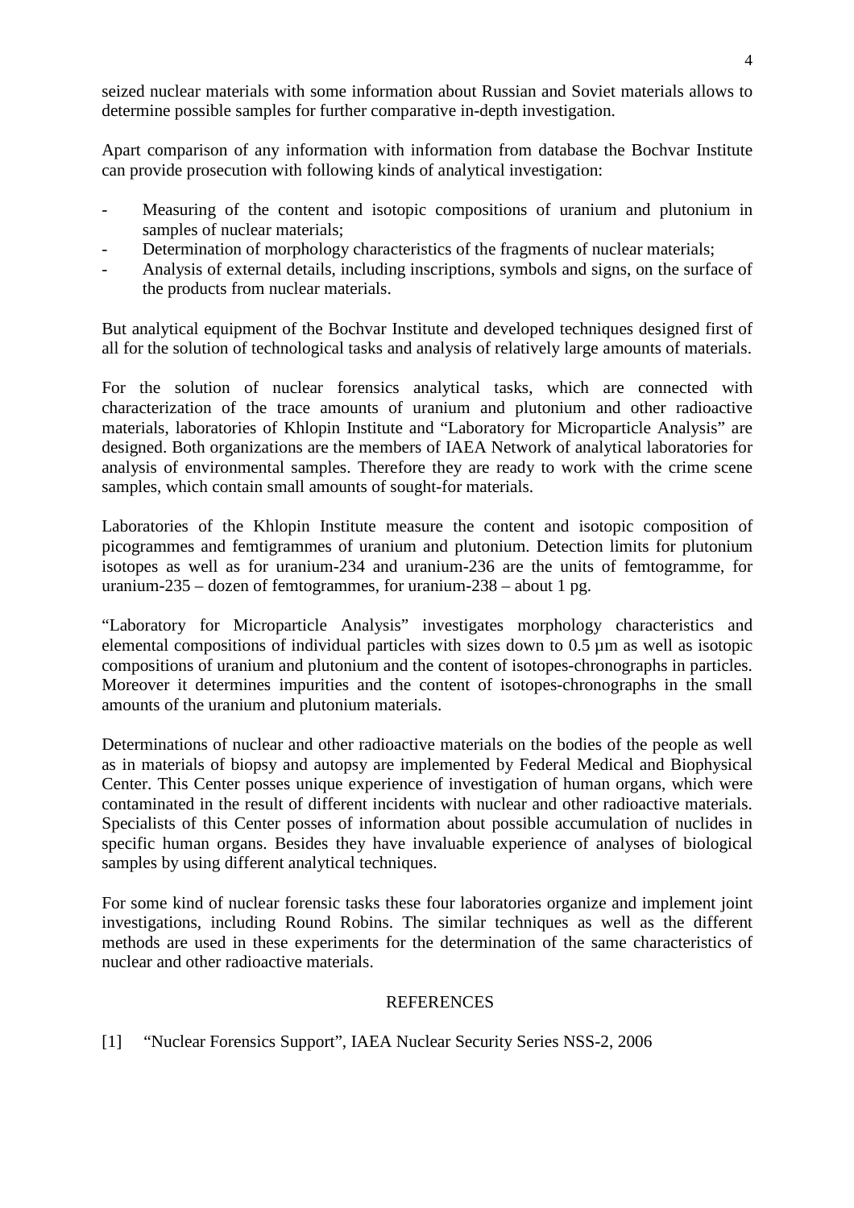seized nuclear materials with some information about Russian and Soviet materials allows to determine possible samples for further comparative in-depth investigation.

Apart comparison of any information with information from database the Bochvar Institute can provide prosecution with following kinds of analytical investigation:

- Measuring of the content and isotopic compositions of uranium and plutonium in samples of nuclear materials;
- Determination of morphology characteristics of the fragments of nuclear materials;
- Analysis of external details, including inscriptions, symbols and signs, on the surface of the products from nuclear materials.

But analytical equipment of the Bochvar Institute and developed techniques designed first of all for the solution of technological tasks and analysis of relatively large amounts of materials.

For the solution of nuclear forensics analytical tasks, which are connected with characterization of the trace amounts of uranium and plutonium and other radioactive materials, laboratories of Khlopin Institute and "Laboratory for Microparticle Analysis" are designed. Both organizations are the members of IAEA Network of analytical laboratories for analysis of environmental samples. Therefore they are ready to work with the crime scene samples, which contain small amounts of sought-for materials.

Laboratories of the Khlopin Institute measure the content and isotopic composition of picogrammes and femtigrammes of uranium and plutonium. Detection limits for plutonium isotopes as well as for uranium-234 and uranium-236 are the units of femtogramme, for uranium-235 – dozen of femtogrammes, for uranium-238 – about 1 pg.

"Laboratory for Microparticle Analysis" investigates morphology characteristics and elemental compositions of individual particles with sizes down to 0.5 µm as well as isotopic compositions of uranium and plutonium and the content of isotopes-chronographs in particles. Moreover it determines impurities and the content of isotopes-chronographs in the small amounts of the uranium and plutonium materials.

Determinations of nuclear and other radioactive materials on the bodies of the people as well as in materials of biopsy and autopsy are implemented by Federal Medical and Biophysical Center. This Center posses unique experience of investigation of human organs, which were contaminated in the result of different incidents with nuclear and other radioactive materials. Specialists of this Center posses of information about possible accumulation of nuclides in specific human organs. Besides they have invaluable experience of analyses of biological samples by using different analytical techniques.

For some kind of nuclear forensic tasks these four laboratories organize and implement joint investigations, including Round Robins. The similar techniques as well as the different methods are used in these experiments for the determination of the same characteristics of nuclear and other radioactive materials.

## REFERENCES

[1] "Nuclear Forensics Support", IAEA Nuclear Security Series NSS-2, 2006